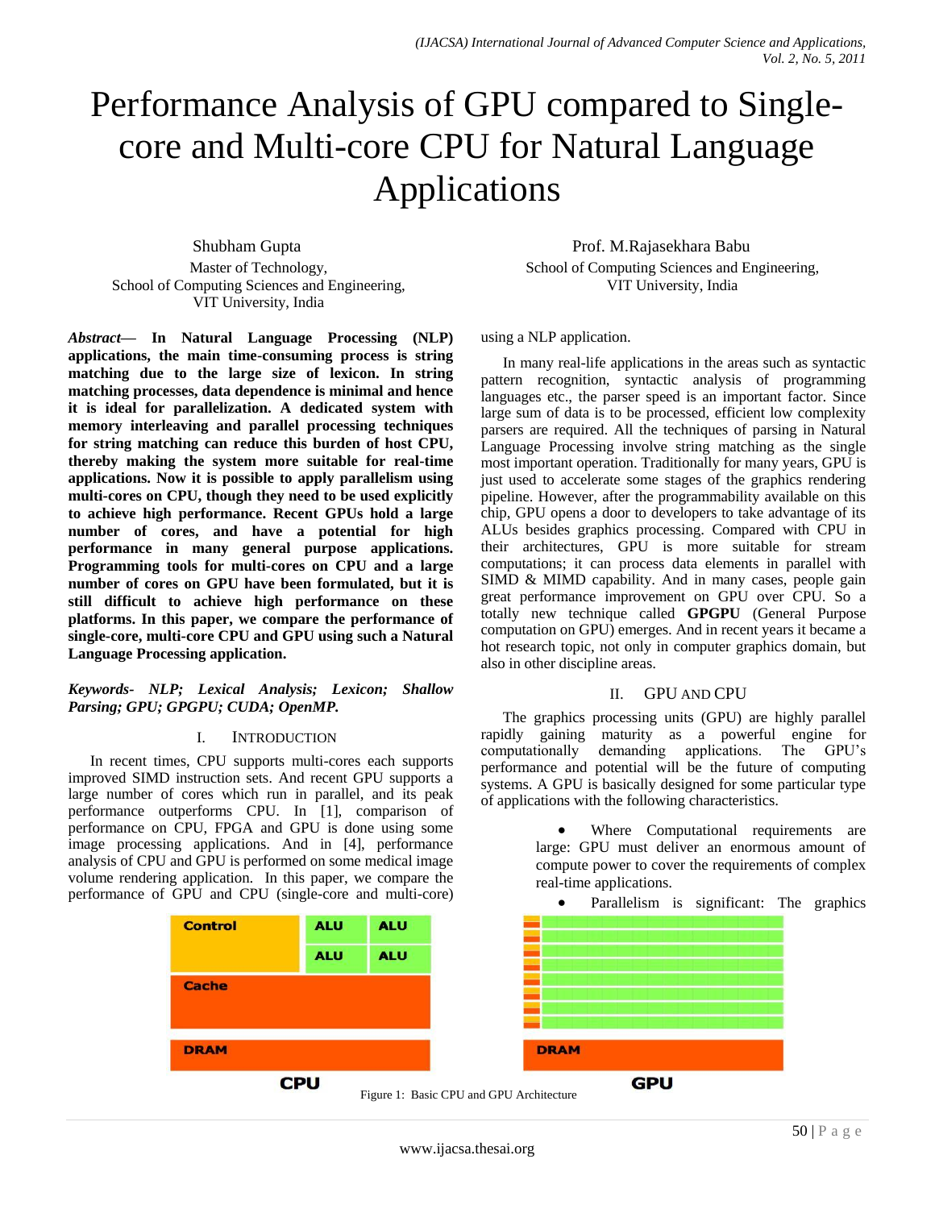// Note: the figure on this page was not detected as an image, so only its caption is kept below.
# Performance Analysis of GPU compared to Single-core and Multi-core CPU for Natural Language Applications

Shubham Gupta
Master of Technology,
School of Computing Sciences and Engineering,
VIT University, India

Prof. M.Rajasekhara Babu
School of Computing Sciences and Engineering,
VIT University, India

***Abstract*— In Natural Language Processing (NLP) applications, the main time-consuming process is string matching due to the large size of lexicon. In string matching processes, data dependence is minimal and hence it is ideal for parallelization. A dedicated system with memory interleaving and parallel processing techniques for string matching can reduce this burden of host CPU, thereby making the system more suitable for real-time applications. Now it is possible to apply parallelism using multi-cores on CPU, though they need to be used explicitly to achieve high performance. Recent GPUs hold a large number of cores, and have a potential for high performance in many general purpose applications. Programming tools for multi-cores on CPU and a large number of cores on GPU have been formulated, but it is still difficult to achieve high performance on these platforms. In this paper, we compare the performance of single-core, multi-core CPU and GPU using such a Natural Language Processing application.**

***Keywords- NLP; Lexical Analysis; Lexicon; Shallow Parsing; GPU; GPGPU; CUDA; OpenMP.***

## I. Introduction

In recent times, CPU supports multi-cores each supports improved SIMD instruction sets. And recent GPU supports a large number of cores which run in parallel, and its peak performance outperforms CPU. In [1], comparison of performance on CPU, FPGA and GPU is done using some image processing applications. And in [4], performance analysis of CPU and GPU is performed on some medical image volume rendering application. In this paper, we compare the performance of GPU and CPU (single-core and multi-core) using a NLP application.

In many real-life applications in the areas such as syntactic pattern recognition, syntactic analysis of programming languages etc., the parser speed is an important factor. Since large sum of data is to be processed, efficient low complexity parsers are required. All the techniques of parsing in Natural Language Processing involve string matching as the single most important operation. Traditionally for many years, GPU is just used to accelerate some stages of the graphics rendering pipeline. However, after the programmability available on this chip, GPU opens a door to developers to take advantage of its ALUs besides graphics processing. Compared with CPU in their architectures, GPU is more suitable for stream computations; it can process data elements in parallel with SIMD & MIMD capability. And in many cases, people gain great performance improvement on GPU over CPU. So a totally new technique called **GPGPU** (General Purpose computation on GPU) emerges. And in recent years it became a hot research topic, not only in computer graphics domain, but also in other discipline areas.

## II. GPU and CPU

The graphics processing units (GPU) are highly parallel rapidly gaining maturity as a powerful engine for computationally demanding applications. The GPU's performance and potential will be the future of computing systems. A GPU is basically designed for some particular type of applications with the following characteristics.

- Where Computational requirements are large: GPU must deliver an enormous amount of compute power to cover the requirements of complex real-time applications.
- Parallelism is significant: The graphics

Figure 1: Basic CPU and GPU Architecture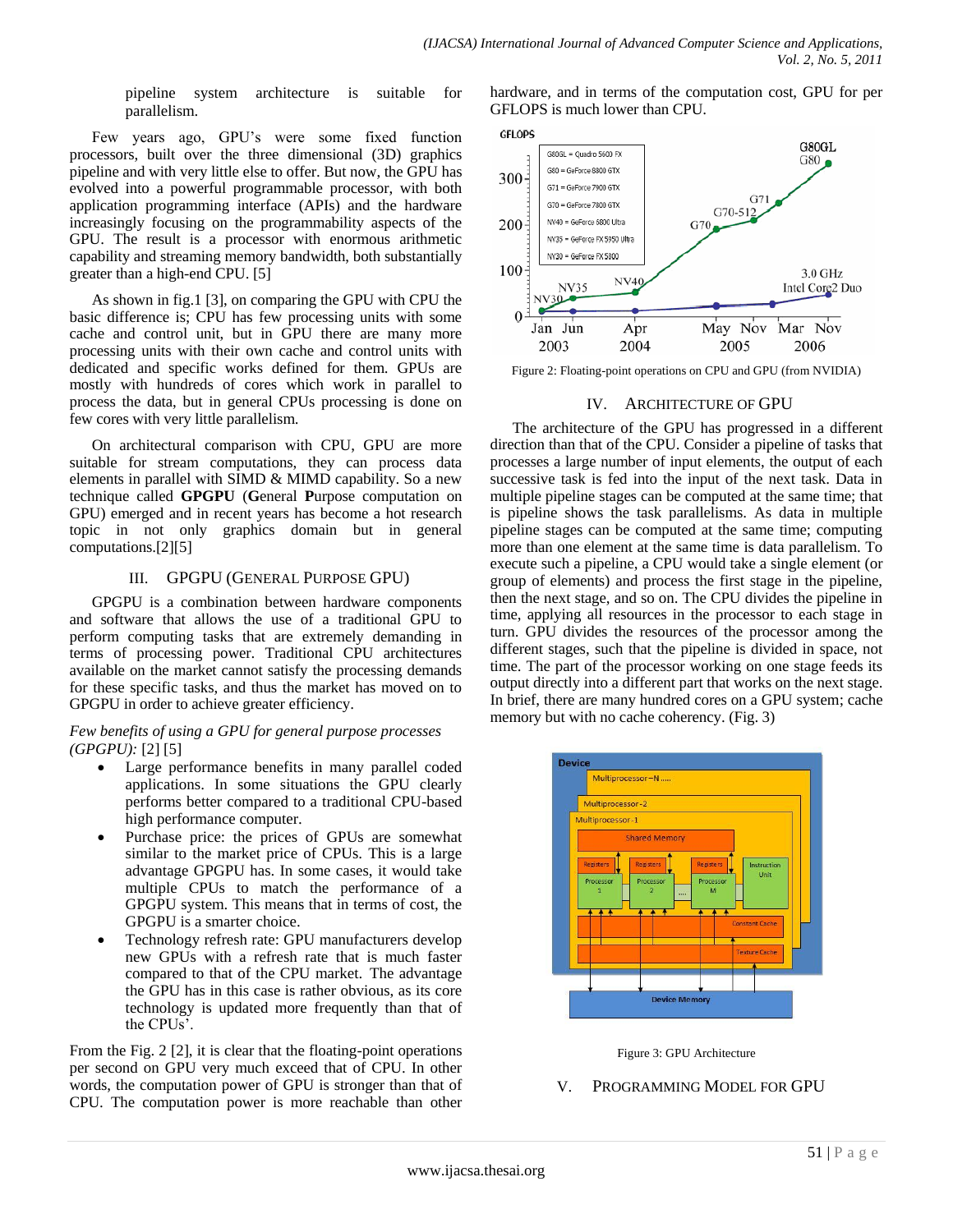pipeline system architecture is suitable for parallelism.

Few years ago, GPU's were some fixed function processors, built over the three dimensional (3D) graphics pipeline and with very little else to offer. But now, the GPU has evolved into a powerful programmable processor, with both application programming interface (APIs) and the hardware increasingly focusing on the programmability aspects of the GPU. The result is a processor with enormous arithmetic capability and streaming memory bandwidth, both substantially greater than a high-end CPU. [5]

As shown in fig.1 [3], on comparing the GPU with CPU the basic difference is; CPU has few processing units with some cache and control unit, but in GPU there are many more processing units with their own cache and control units with dedicated and specific works defined for them. GPUs are mostly with hundreds of cores which work in parallel to process the data, but in general CPUs processing is done on few cores with very little parallelism.

On architectural comparison with CPU, GPU are more suitable for stream computations, they can process data elements in parallel with SIMD & MIMD capability. So a new technique called **GPGPU** (**G**eneral **P**urpose computation on GPU) emerged and in recent years has become a hot research topic in not only graphics domain but in general computations.[2][5]

## III. GPGPU (General Purpose GPU)

GPGPU is a combination between hardware components and software that allows the use of a traditional GPU to perform computing tasks that are extremely demanding in terms of processing power. Traditional CPU architectures available on the market cannot satisfy the processing demands for these specific tasks, and thus the market has moved on to GPGPU in order to achieve greater efficiency.

*Few benefits of using a GPU for general purpose processes (GPGPU):* [2] [5]

- Large performance benefits in many parallel coded applications. In some situations the GPU clearly performs better compared to a traditional CPU-based high performance computer.
- Purchase price: the prices of GPUs are somewhat similar to the market price of CPUs. This is a large advantage GPGPU has. In some cases, it would take multiple CPUs to match the performance of a GPGPU system. This means that in terms of cost, the GPGPU is a smarter choice.
- Technology refresh rate: GPU manufacturers develop new GPUs with a refresh rate that is much faster compared to that of the CPU market. The advantage the GPU has in this case is rather obvious, as its core technology is updated more frequently than that of the CPUs'.

From the Fig. 2 [2], it is clear that the floating-point operations per second on GPU very much exceed that of CPU. In other words, the computation power of GPU is stronger than that of CPU. The computation power is more reachable than other hardware, and in terms of the computation cost, GPU for per GFLOPS is much lower than CPU.

Figure 2: Floating-point operations on CPU and GPU (from NVIDIA)

## IV. Architecture of GPU

The architecture of the GPU has progressed in a different direction than that of the CPU. Consider a pipeline of tasks that processes a large number of input elements, the output of each successive task is fed into the input of the next task. Data in multiple pipeline stages can be computed at the same time; that is pipeline shows the task parallelisms. As data in multiple pipeline stages can be computed at the same time; computing more than one element at the same time is data parallelism. To execute such a pipeline, a CPU would take a single element (or group of elements) and process the first stage in the pipeline, then the next stage, and so on. The CPU divides the pipeline in time, applying all resources in the processor to each stage in turn. GPU divides the resources of the processor among the different stages, such that the pipeline is divided in space, not time. The part of the processor working on one stage feeds its output directly into a different part that works on the next stage. In brief, there are many hundred cores on a GPU system; cache memory but with no cache coherency. (Fig. 3)

Figure 3: GPU Architecture

## V. Programming Model for GPU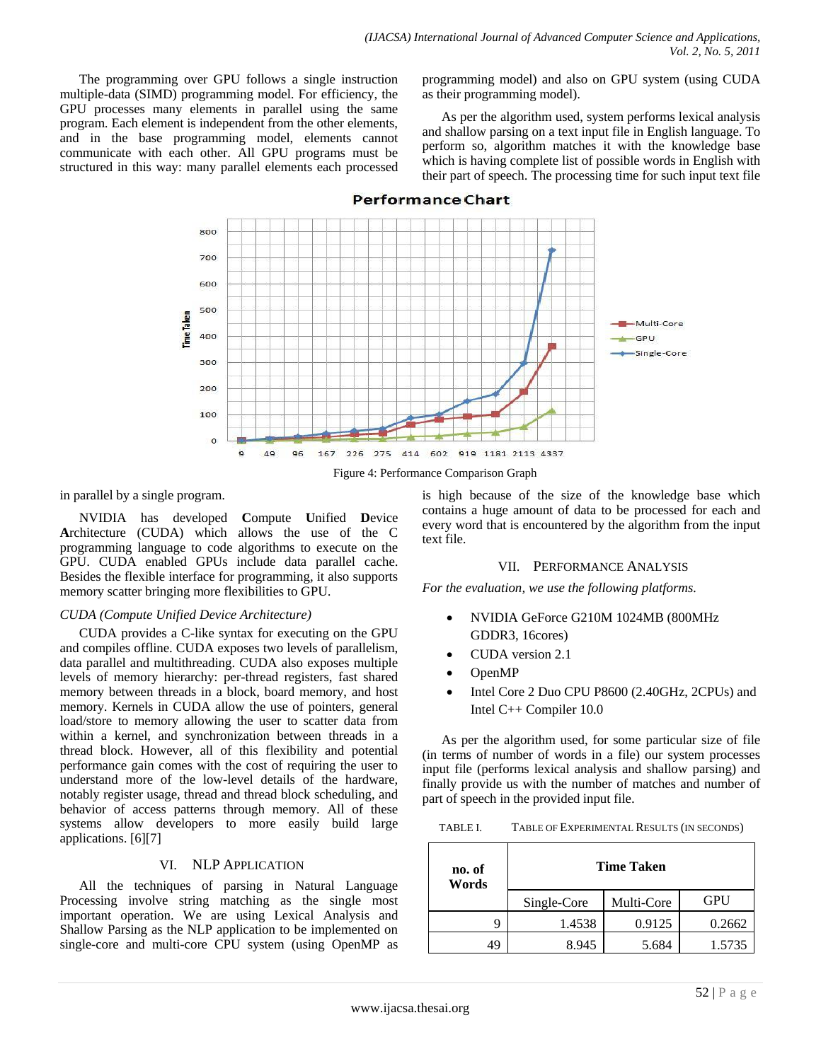The programming over GPU follows a single instruction multiple-data (SIMD) programming model. For efficiency, the GPU processes many elements in parallel using the same program. Each element is independent from the other elements, and in the base programming model, elements cannot communicate with each other. All GPU programs must be structured in this way: many parallel elements each processed in parallel by a single program.

Figure 4: Performance Comparison Graph

NVIDIA has developed **C**ompute **U**nified **D**evice **A**rchitecture (CUDA) which allows the use of the C programming language to code algorithms to execute on the GPU. CUDA enabled GPUs include data parallel cache. Besides the flexible interface for programming, it also supports memory scatter bringing more flexibilities to GPU.

*CUDA (Compute Unified Device Architecture)*

CUDA provides a C-like syntax for executing on the GPU and compiles offline. CUDA exposes two levels of parallelism, data parallel and multithreading. CUDA also exposes multiple levels of memory hierarchy: per-thread registers, fast shared memory between threads in a block, board memory, and host memory. Kernels in CUDA allow the use of pointers, general load/store to memory allowing the user to scatter data from within a kernel, and synchronization between threads in a thread block. However, all of this flexibility and potential performance gain comes with the cost of requiring the user to understand more of the low-level details of the hardware, notably register usage, thread and thread block scheduling, and behavior of access patterns through memory. All of these systems allow developers to more easily build large applications. [6][7]

## VI. NLP Application

All the techniques of parsing in Natural Language Processing involve string matching as the single most important operation. We are using Lexical Analysis and Shallow Parsing as the NLP application to be implemented on single-core and multi-core CPU system (using OpenMP as programming model) and also on GPU system (using CUDA as their programming model).

As per the algorithm used, system performs lexical analysis and shallow parsing on a text input file in English language. To perform so, algorithm matches it with the knowledge base which is having complete list of possible words in English with their part of speech. The processing time for such input text file is high because of the size of the knowledge base which contains a huge amount of data to be processed for each and every word that is encountered by the algorithm from the input text file.

## VII. Performance Analysis

*For the evaluation, we use the following platforms.*

- NVIDIA GeForce G210M 1024MB (800MHz GDDR3, 16cores)
- CUDA version 2.1
- OpenMP
- Intel Core 2 Duo CPU P8600 (2.40GHz, 2CPUs) and Intel C++ Compiler 10.0

As per the algorithm used, for some particular size of file (in terms of number of words in a file) our system processes input file (performs lexical analysis and shallow parsing) and finally provide us with the number of matches and number of part of speech in the provided input file.

TABLE I. TABLE OF EXPERIMENTAL RESULTS (IN SECONDS)

| no. of Words | Time Taken | | |
|---|---|---|---|
| | Single-Core | Multi-Core | GPU |
| 9 | 1.4538 | 0.9125 | 0.2662 |
| 49 | 8.945 | 5.684 | 1.5735 |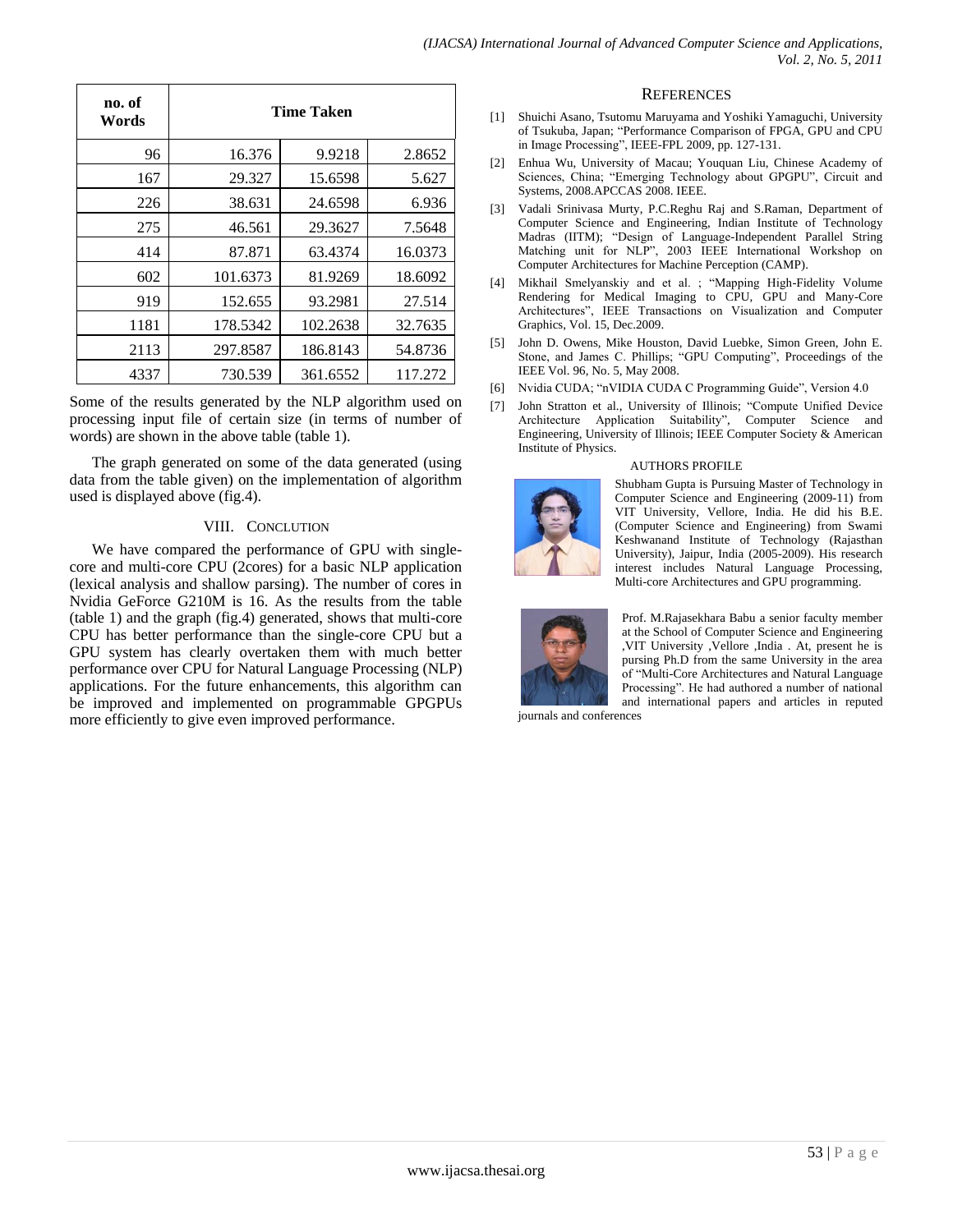| no. of Words | Time Taken | | |
|---|---|---|---|
| 96 | 16.376 | 9.9218 | 2.8652 |
| 167 | 29.327 | 15.6598 | 5.627 |
| 226 | 38.631 | 24.6598 | 6.936 |
| 275 | 46.561 | 29.3627 | 7.5648 |
| 414 | 87.871 | 63.4374 | 16.0373 |
| 602 | 101.6373 | 81.9269 | 18.6092 |
| 919 | 152.655 | 93.2981 | 27.514 |
| 1181 | 178.5342 | 102.2638 | 32.7635 |
| 2113 | 297.8587 | 186.8143 | 54.8736 |
| 4337 | 730.539 | 361.6552 | 117.272 |

Some of the results generated by the NLP algorithm used on processing input file of certain size (in terms of number of words) are shown in the above table (table 1).

The graph generated on some of the data generated (using data from the table given) on the implementation of algorithm used is displayed above (fig.4).

## VIII. CONCLUTION

We have compared the performance of GPU with single-core and multi-core CPU (2cores) for a basic NLP application (lexical analysis and shallow parsing). The number of cores in Nvidia GeForce G210M is 16. As the results from the table (table 1) and the graph (fig.4) generated, shows that multi-core CPU has better performance than the single-core CPU but a GPU system has clearly overtaken them with much better performance over CPU for Natural Language Processing (NLP) applications. For the future enhancements, this algorithm can be improved and implemented on programmable GPGPUs more efficiently to give even improved performance.

## REFERENCES

[1] Shuichi Asano, Tsutomu Maruyama and Yoshiki Yamaguchi, University of Tsukuba, Japan; "Performance Comparison of FPGA, GPU and CPU in Image Processing", IEEE-FPL 2009, pp. 127-131.

[2] Enhua Wu, University of Macau; Youquan Liu, Chinese Academy of Sciences, China; "Emerging Technology about GPGPU", Circuit and Systems, 2008.APCCAS 2008. IEEE.

[3] Vadali Srinivasa Murty, P.C.Reghu Raj and S.Raman, Department of Computer Science and Engineering, Indian Institute of Technology Madras (IITM); "Design of Language-Independent Parallel String Matching unit for NLP", 2003 IEEE International Workshop on Computer Architectures for Machine Perception (CAMP).

[4] Mikhail Smelyanskiy and et al. ; "Mapping High-Fidelity Volume Rendering for Medical Imaging to CPU, GPU and Many-Core Architectures", IEEE Transactions on Visualization and Computer Graphics, Vol. 15, Dec.2009.

[5] John D. Owens, Mike Houston, David Luebke, Simon Green, John E. Stone, and James C. Phillips; "GPU Computing", Proceedings of the IEEE Vol. 96, No. 5, May 2008.

[6] Nvidia CUDA; "nVIDIA CUDA C Programming Guide", Version 4.0

[7] John Stratton et al., University of Illinois; "Compute Unified Device Architecture Application Suitability", Computer Science and Engineering, University of Illinois; IEEE Computer Society & American Institute of Physics.

### AUTHORS PROFILE

Shubham Gupta is Pursuing Master of Technology in Computer Science and Engineering (2009-11) from VIT University, Vellore, India. He did his B.E. (Computer Science and Engineering) from Swami Keshwanand Institute of Technology (Rajasthan University), Jaipur, India (2005-2009). His research interest includes Natural Language Processing, Multi-core Architectures and GPU programming.

Prof. M.Rajasekhara Babu a senior faculty member at the School of Computer Science and Engineering ,VIT University ,Vellore ,India . At, present he is pursing Ph.D from the same University in the area of "Multi-Core Architectures and Natural Language Processing". He had authored a number of national and international papers and articles in reputed journals and conferences